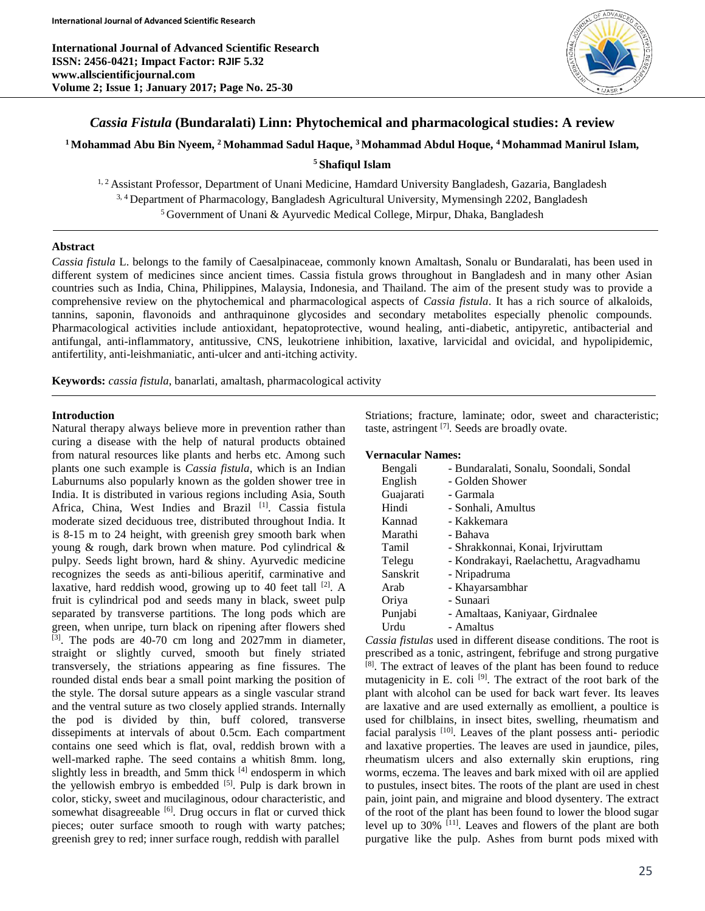# *Cassia Fistula* (Bundaralati) Linn: Phytochemical and pharmacological studies: A review

**[1] Mohammad Abu Bin Nyeem, [2] Mohammad Sadul Haque, [3] Mohammad Abdul Hoque, [4] Mohammad Manirul Islam, [5] Shafiqul Islam**

[1, 2] Assistant Professor, Department of Unani Medicine, Hamdard University Bangladesh, Gazaria, Bangladesh
[3, 4] Department of Pharmacology, Bangladesh Agricultural University, Mymensingh 2202, Bangladesh
[5] Government of Unani & Ayurvedic Medical College, Mirpur, Dhaka, Bangladesh

## Abstract

*Cassia fistula* L. belongs to the family of Caesalpinaceae, commonly known Amaltash, Sonalu or Bundaralati, has been used in different system of medicines since ancient times. Cassia fistula grows throughout in Bangladesh and in many other Asian countries such as India, China, Philippines, Malaysia, Indonesia, and Thailand. The aim of the present study was to provide a comprehensive review on the phytochemical and pharmacological aspects of *Cassia fistula*. It has a rich source of alkaloids, tannins, saponin, flavonoids and anthraquinone glycosides and secondary metabolites especially phenolic compounds. Pharmacological activities include antioxidant, hepatoprotective, wound healing, anti-diabetic, antipyretic, antibacterial and antifungal, anti-inflammatory, antitussive, CNS, leukotriene inhibition, laxative, larvicidal and ovicidal, and hypolipidemic, antifertility, anti-leishmaniatic, anti-ulcer and anti-itching activity.

**Keywords:** *cassia fistula*, banarlati, amaltash, pharmacological activity

## Introduction

Natural therapy always believe more in prevention rather than curing a disease with the help of natural products obtained from natural resources like plants and herbs etc. Among such plants one such example is *Cassia fistula*, which is an Indian Laburnums also popularly known as the golden shower tree in India. It is distributed in various regions including Asia, South Africa, China, West Indies and Brazil [1]. Cassia fistula moderate sized deciduous tree, distributed throughout India. It is 8-15 m to 24 height, with greenish grey smooth bark when young & rough, dark brown when mature. Pod cylindrical & pulpy. Seeds light brown, hard & shiny. Ayurvedic medicine recognizes the seeds as anti-bilious aperitif, carminative and laxative, hard reddish wood, growing up to 40 feet tall [2]. A fruit is cylindrical pod and seeds many in black, sweet pulp separated by transverse partitions. The long pods which are green, when unripe, turn black on ripening after flowers shed [3]. The pods are 40-70 cm long and 2027mm in diameter, straight or slightly curved, smooth but finely striated transversely, the striations appearing as fine fissures. The rounded distal ends bear a small point marking the position of the style. The dorsal suture appears as a single vascular strand and the ventral suture as two closely applied strands. Internally the pod is divided by thin, buff colored, transverse dissepiments at intervals of about 0.5cm. Each compartment contains one seed which is flat, oval, reddish brown with a well-marked raphe. The seed contains a whitish 8mm. long, slightly less in breadth, and 5mm thick [4] endosperm in which the yellowish embryo is embedded [5]. Pulp is dark brown in color, sticky, sweet and mucilaginous, odour characteristic, and somewhat disagreeable [6]. Drug occurs in flat or curved thick pieces; outer surface smooth to rough with warty patches; greenish grey to red; inner surface rough, reddish with parallel Striations; fracture, laminate; odor, sweet and characteristic; taste, astringent [7]. Seeds are broadly ovate.

### Vernacular Names:

| | |
|---|---|
| Bengali | - Bundaralati, Sonalu, Soondali, Sondal |
| English | - Golden Shower |
| Guajarati | - Garmala |
| Hindi | - Sonhali, Amultus |
| Kannad | - Kakkemara |
| Marathi | - Bahava |
| Tamil | - Shrakkonnai, Konai, Irjviruttam |
| Telegu | - Kondrakayi, Raelachettu, Aragvadhamu |
| Sanskrit | - Nripadruma |
| Arab | - Khayarsambhar |
| Oriya | - Sunaari |
| Punjabi | - Amaltaas, Kaniyaar, Girdnalee |
| Urdu | - Amaltus |

*Cassia fistulas* used in different disease conditions. The root is prescribed as a tonic, astringent, febrifuge and strong purgative [8]. The extract of leaves of the plant has been found to reduce mutagenicity in E. coli [9]. The extract of the root bark of the plant with alcohol can be used for back wart fever. Its leaves are laxative and are used externally as emollient, a poultice is used for chilblains, in insect bites, swelling, rheumatism and facial paralysis [10]. Leaves of the plant possess anti- periodic and laxative properties. The leaves are used in jaundice, piles, rheumatism ulcers and also externally skin eruptions, ring worms, eczema. The leaves and bark mixed with oil are applied to pustules, insect bites. The roots of the plant are used in chest pain, joint pain, and migraine and blood dysentery. The extract of the root of the plant has been found to lower the blood sugar level up to 30% [11]. Leaves and flowers of the plant are both purgative like the pulp. Ashes from burnt pods mixed with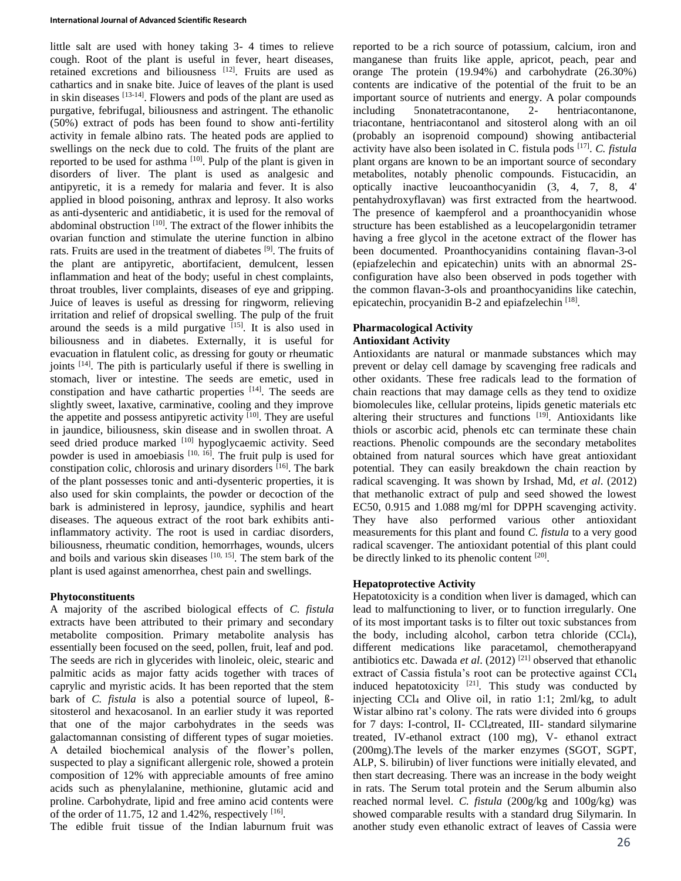little salt are used with honey taking 3- 4 times to relieve cough. Root of the plant is useful in fever, heart diseases, retained excretions and biliousness [12]. Fruits are used as cathartics and in snake bite. Juice of leaves of the plant is used in skin diseases [13-14]. Flowers and pods of the plant are used as purgative, febrifugal, biliousness and astringent. The ethanolic (50%) extract of pods has been found to show anti-fertility activity in female albino rats. The heated pods are applied to swellings on the neck due to cold. The fruits of the plant are reported to be used for asthma [10]. Pulp of the plant is given in disorders of liver. The plant is used as analgesic and antipyretic, it is a remedy for malaria and fever. It is also applied in blood poisoning, anthrax and leprosy. It also works as anti-dysenteric and antidiabetic, it is used for the removal of abdominal obstruction [10]. The extract of the flower inhibits the ovarian function and stimulate the uterine function in albino rats. Fruits are used in the treatment of diabetes [9]. The fruits of the plant are antipyretic, abortifacient, demulcent, lessen inflammation and heat of the body; useful in chest complaints, throat troubles, liver complaints, diseases of eye and gripping. Juice of leaves is useful as dressing for ringworm, relieving irritation and relief of dropsical swelling. The pulp of the fruit around the seeds is a mild purgative [15]. It is also used in biliousness and in diabetes. Externally, it is useful for evacuation in flatulent colic, as dressing for gouty or rheumatic joints [14]. The pith is particularly useful if there is swelling in stomach, liver or intestine. The seeds are emetic, used in constipation and have cathartic properties [14]. The seeds are slightly sweet, laxative, carminative, cooling and they improve the appetite and possess antipyretic activity [10]. They are useful in jaundice, biliousness, skin disease and in swollen throat. A seed dried produce marked [10] hypoglycaemic activity. Seed powder is used in amoebiasis [10, 16]. The fruit pulp is used for constipation colic, chlorosis and urinary disorders [16]. The bark of the plant possesses tonic and anti-dysenteric properties, it is also used for skin complaints, the powder or decoction of the bark is administered in leprosy, jaundice, syphilis and heart diseases. The aqueous extract of the root bark exhibits anti-inflammatory activity. The root is used in cardiac disorders, biliousness, rheumatic condition, hemorrhages, wounds, ulcers and boils and various skin diseases [10, 15]. The stem bark of the plant is used against amenorrhea, chest pain and swellings.

## Phytoconstituents

A majority of the ascribed biological effects of *C. fistula* extracts have been attributed to their primary and secondary metabolite composition. Primary metabolite analysis has essentially been focused on the seed, pollen, fruit, leaf and pod. The seeds are rich in glycerides with linoleic, oleic, stearic and palmitic acids as major fatty acids together with traces of caprylic and myristic acids. It has been reported that the stem bark of *C. fistula* is also a potential source of lupeol, ß-sitosterol and hexacosanol. In an earlier study it was reported that one of the major carbohydrates in the seeds was galactomannan consisting of different types of sugar moieties. A detailed biochemical analysis of the flower's pollen, suspected to play a significant allergenic role, showed a protein composition of 12% with appreciable amounts of free amino acids such as phenylalanine, methionine, glutamic acid and proline. Carbohydrate, lipid and free amino acid contents were of the order of 11.75, 12 and 1.42%, respectively [16].

The edible fruit tissue of the Indian laburnum fruit was reported to be a rich source of potassium, calcium, iron and manganese than fruits like apple, apricot, peach, pear and orange The protein (19.94%) and carbohydrate (26.30%) contents are indicative of the potential of the fruit to be an important source of nutrients and energy. A polar compounds including 5nonatetracontanone, 2- hentriacontanone, triacontane, hentriacontanol and sitosterol along with an oil (probably an isoprenoid compound) showing antibacterial activity have also been isolated in C. fistula pods [17]. *C. fistula* plant organs are known to be an important source of secondary metabolites, notably phenolic compounds. Fistucacidin, an optically inactive leucoanthocyanidin (3, 4, 7, 8, 4' pentahydroxyflavan) was first extracted from the heartwood. The presence of kaempferol and a proanthocyanidin whose structure has been established as a leucopelargonidin tetramer having a free glycol in the acetone extract of the flower has been documented. Proanthocyanidins containing flavan-3-ol (epiafzelechin and epicatechin) units with an abnormal 2S-configuration have also been observed in pods together with the common flavan-3-ols and proanthocyanidins like catechin, epicatechin, procyanidin B-2 and epiafzelechin [18].

## Pharmacological Activity

### Antioxidant Activity

Antioxidants are natural or manmade substances which may prevent or delay cell damage by scavenging free radicals and other oxidants. These free radicals lead to the formation of chain reactions that may damage cells as they tend to oxidize biomolecules like, cellular proteins, lipids genetic materials etc altering their structures and functions [19]. Antioxidants like thiols or ascorbic acid, phenols etc can terminate these chain reactions. Phenolic compounds are the secondary metabolites obtained from natural sources which have great antioxidant potential. They can easily breakdown the chain reaction by radical scavenging. It was shown by Irshad, Md, *et al*. (2012) that methanolic extract of pulp and seed showed the lowest EC50, 0.915 and 1.088 mg/ml for DPPH scavenging activity. They have also performed various other antioxidant measurements for this plant and found *C. fistula* to a very good radical scavenger. The antioxidant potential of this plant could be directly linked to its phenolic content [20].

### Hepatoprotective Activity

Hepatotoxicity is a condition when liver is damaged, which can lead to malfunctioning to liver, or to function irregularly. One of its most important tasks is to filter out toxic substances from the body, including alcohol, carbon tetra chloride ($CCl_4$), different medications like paracetamol, chemotherapyand antibiotics etc. Dawada *et al*. (2012) [21] observed that ethanolic extract of Cassia fistula's root can be protective against $CCl_4$ induced hepatotoxicity [21]. This study was conducted by injecting $CCl_4$ and Olive oil, in ratio 1:1; 2ml/kg, to adult Wistar albino rat's colony. The rats were divided into 6 groups for 7 days: I-control, II- $CCl_4$treated, III- standard silymarine treated, IV-ethanol extract (100 mg), V- ethanol extract (200mg).The levels of the marker enzymes (SGOT, SGPT, ALP, S. bilirubin) of liver functions were initially elevated, and then start decreasing. There was an increase in the body weight in rats. The Serum total protein and the Serum albumin also reached normal level. *C. fistula* (200g/kg and 100g/kg) was showed comparable results with a standard drug Silymarin. In another study even ethanolic extract of leaves of Cassia were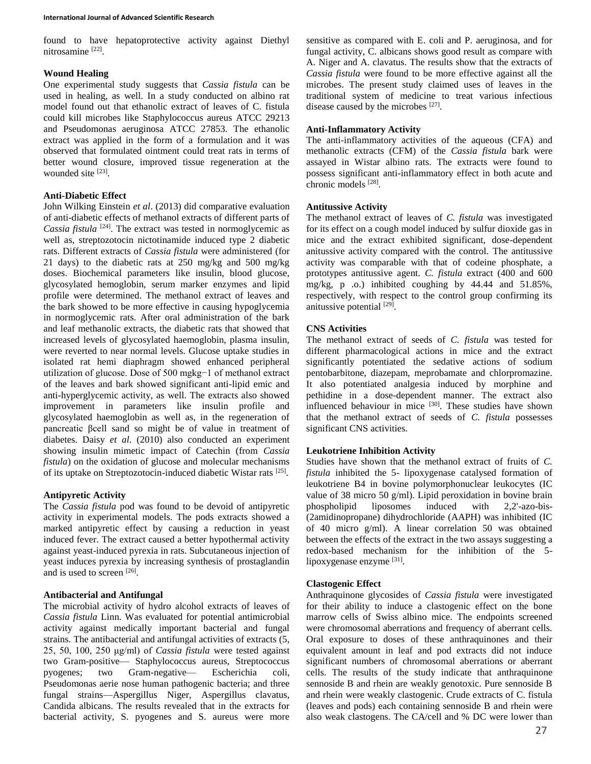found to have hepatoprotective activity against Diethyl nitrosamine [22].

### Wound Healing

One experimental study suggests that *Cassia fistula* can be used in healing, as well. In a study conducted on albino rat model found out that ethanolic extract of leaves of C. fistula could kill microbes like Staphylococcus aureus ATCC 29213 and Pseudomonas aeruginosa ATCC 27853. The ethanolic extract was applied in the form of a formulation and it was observed that formulated ointment could treat rats in terms of better wound closure, improved tissue regeneration at the wounded site [23].

### Anti-Diabetic Effect

John Wilking Einstein *et al*. (2013) did comparative evaluation of anti-diabetic effects of methanol extracts of different parts of *Cassia fistula* [24]. The extract was tested in normoglycemic as well as, streptozotocin nictotinamide induced type 2 diabetic rats. Different extracts of *Cassia fistula* were administered (for 21 days) to the diabetic rats at 250 mg/kg and 500 mg/kg doses. Biochemical parameters like insulin, blood glucose, glycosylated hemoglobin, serum marker enzymes and lipid profile were determined. The methanol extract of leaves and the bark showed to be more effective in causing hypoglycemia in normoglycemic rats. After oral administration of the bark and leaf methanolic extracts, the diabetic rats that showed that increased levels of glycosylated haemoglobin, plasma insulin, were reverted to near normal levels. Glucose uptake studies in isolated rat hemi diaphragm showed enhanced peripheral utilization of glucose. Dose of 500 mgkg−1 of methanol extract of the leaves and bark showed significant anti-lipid emic and anti-hyperglycemic activity, as well. The extracts also showed improvement in parameters like insulin profile and glycosylated haemoglobin as well as, in the regeneration of pancreatic βcell sand so might be of value in treatment of diabetes. Daisy *et al*. (2010) also conducted an experiment showing insulin mimetic impact of Catechin (from *Cassia fistula*) on the oxidation of glucose and molecular mechanisms of its uptake on Streptozotocin-induced diabetic Wistar rats [25].

### Antipyretic Activity

The *Cassia fistula* pod was found to be devoid of antipyretic activity in experimental models. The pods extracts showed a marked antipyretic effect by causing a reduction in yeast induced fever. The extract caused a better hypothermal activity against yeast-induced pyrexia in rats. Subcutaneous injection of yeast induces pyrexia by increasing synthesis of prostaglandin and is used to screen [26].

### Antibacterial and Antifungal

The microbial activity of hydro alcohol extracts of leaves of *Cassia fistula* Linn. Was evaluated for potential antimicrobial activity against medically important bacterial and fungal strains. The antibacterial and antifungal activities of extracts (5, 25, 50, 100, 250 μg/ml) of *Cassia fistula* were tested against two Gram-positive— Staphylococcus aureus, Streptococcus pyogenes; two Gram-negative— Escherichia coli, Pseudomonas aerie nose human pathogenic bacteria; and three fungal strains—Aspergillus Niger, Aspergillus clavatus, Candida albicans. The results revealed that in the extracts for bacterial activity, S. pyogenes and S. aureus were more sensitive as compared with E. coli and P. aeruginosa, and for fungal activity, C. albicans shows good result as compare with A. Niger and A. clavatus. The results show that the extracts of *Cassia fistula* were found to be more effective against all the microbes. The present study claimed uses of leaves in the traditional system of medicine to treat various infectious disease caused by the microbes [27].

### Anti-Inflammatory Activity

The anti-inflammatory activities of the aqueous (CFA) and methanolic extracts (CFM) of the *Cassia fistula* bark were assayed in Wistar albino rats. The extracts were found to possess significant anti-inflammatory effect in both acute and chronic models [28].

### Antitussive Activity

The methanol extract of leaves of *C. fistula* was investigated for its effect on a cough model induced by sulfur dioxide gas in mice and the extract exhibited significant, dose-dependent anitussive activity compared with the control. The antitussive activity was comparable with that of codeine phosphate, a prototypes antitussive agent. *C. fistula* extract (400 and 600 mg/kg, p .o.) inhibited coughing by 44.44 and 51.85%, respectively, with respect to the control group confirming its anitussive potential [29].

### CNS Activities

The methanol extract of seeds of *C. fistula* was tested for different pharmacological actions in mice and the extract significantly potentiated the sedative actions of sodium pentobarbitone, diazepam, meprobamate and chlorpromazine. It also potentiated analgesia induced by morphine and pethidine in a dose-dependent manner. The extract also influenced behaviour in mice [30]. These studies have shown that the methanol extract of seeds of *C. fistula* possesses significant CNS activities.

### Leukotriene Inhibition Activity

Studies have shown that the methanol extract of fruits of *C. fistula* inhibited the 5- lipoxygenase catalysed formation of leukotriene B4 in bovine polymorphonuclear leukocytes (IC value of 38 micro 50 g/ml). Lipid peroxidation in bovine brain phospholipid liposomes induced with 2,2'-azo-bis-(2amidinopropane) dihydrochloride (AAPH) was inhibited (IC of 40 micro g/ml). A linear correlation 50 was obtained between the effects of the extract in the two assays suggesting a redox-based mechanism for the inhibition of the 5-lipoxygenase enzyme [31].

### Clastogenic Effect

Anthraquinone glycosides of *Cassia fistula* were investigated for their ability to induce a clastogenic effect on the bone marrow cells of Swiss albino mice. The endpoints screened were chromosomal aberrations and frequency of aberrant cells. Oral exposure to doses of these anthraquinones and their equivalent amount in leaf and pod extracts did not induce significant numbers of chromosomal aberrations or aberrant cells. The results of the study indicate that anthraquinone sennoside B and rhein are weakly genotoxic. Pure sennoside B and rhein were weakly clastogenic. Crude extracts of C. fistula (leaves and pods) each containing sennoside B and rhein were also weak clastogens. The CA/cell and % DC were lower than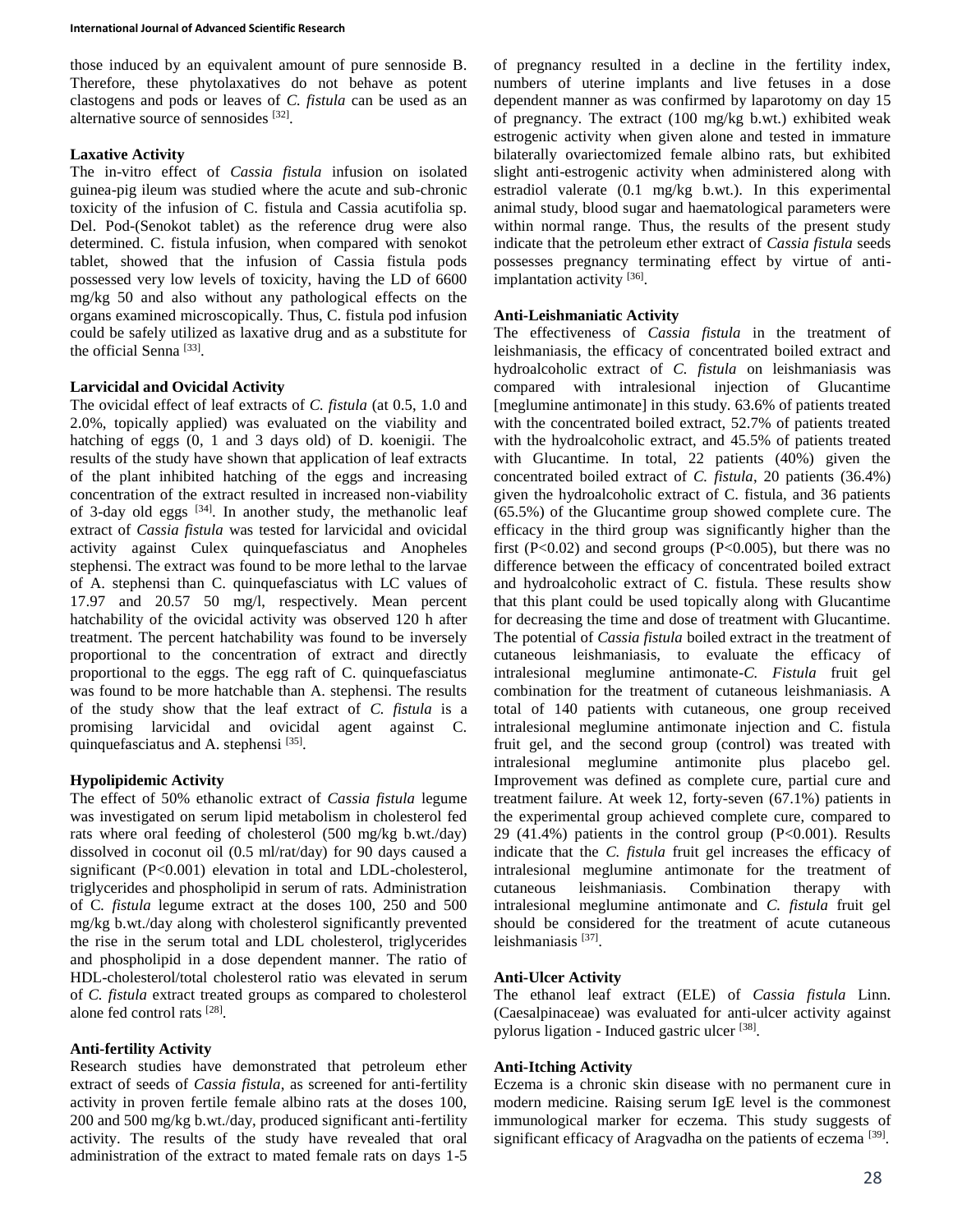those induced by an equivalent amount of pure sennoside B. Therefore, these phytolaxatives do not behave as potent clastogens and pods or leaves of *C. fistula* can be used as an alternative source of sennosides [32].

**Laxative Activity**

The in-vitro effect of *Cassia fistula* infusion on isolated guinea-pig ileum was studied where the acute and sub-chronic toxicity of the infusion of C. fistula and Cassia acutifolia sp. Del. Pod-(Senokot tablet) as the reference drug were also determined. C. fistula infusion, when compared with senokot tablet, showed that the infusion of Cassia fistula pods possessed very low levels of toxicity, having the LD of 6600 mg/kg 50 and also without any pathological effects on the organs examined microscopically. Thus, C. fistula pod infusion could be safely utilized as laxative drug and as a substitute for the official Senna [33].

**Larvicidal and Ovicidal Activity**

The ovicidal effect of leaf extracts of *C. fistula* (at 0.5, 1.0 and 2.0%, topically applied) was evaluated on the viability and hatching of eggs (0, 1 and 3 days old) of D. koenigii. The results of the study have shown that application of leaf extracts of the plant inhibited hatching of the eggs and increasing concentration of the extract resulted in increased non-viability of 3-day old eggs [34]. In another study, the methanolic leaf extract of *Cassia fistula* was tested for larvicidal and ovicidal activity against Culex quinquefasciatus and Anopheles stephensi. The extract was found to be more lethal to the larvae of A. stephensi than C. quinquefasciatus with LC values of 17.97 and 20.57 50 mg/l, respectively. Mean percent hatchability of the ovicidal activity was observed 120 h after treatment. The percent hatchability was found to be inversely proportional to the concentration of extract and directly proportional to the eggs. The egg raft of C. quinquefasciatus was found to be more hatchable than A. stephensi. The results of the study show that the leaf extract of *C. fistula* is a promising larvicidal and ovicidal agent against C. quinquefasciatus and A. stephensi [35].

**Hypolipidemic Activity**

The effect of 50% ethanolic extract of *Cassia fistula* legume was investigated on serum lipid metabolism in cholesterol fed rats where oral feeding of cholesterol (500 mg/kg b.wt./day) dissolved in coconut oil (0.5 ml/rat/day) for 90 days caused a significant (P<0.001) elevation in total and LDL-cholesterol, triglycerides and phospholipid in serum of rats. Administration of C. *fistula* legume extract at the doses 100, 250 and 500 mg/kg b.wt./day along with cholesterol significantly prevented the rise in the serum total and LDL cholesterol, triglycerides and phospholipid in a dose dependent manner. The ratio of HDL-cholesterol/total cholesterol ratio was elevated in serum of *C. fistula* extract treated groups as compared to cholesterol alone fed control rats [28].

**Anti-fertility Activity**

Research studies have demonstrated that petroleum ether extract of seeds of *Cassia fistula*, as screened for anti-fertility activity in proven fertile female albino rats at the doses 100, 200 and 500 mg/kg b.wt./day, produced significant anti-fertility activity. The results of the study have revealed that oral administration of the extract to mated female rats on days 1-5 of pregnancy resulted in a decline in the fertility index, numbers of uterine implants and live fetuses in a dose dependent manner as was confirmed by laparotomy on day 15 of pregnancy. The extract (100 mg/kg b.wt.) exhibited weak estrogenic activity when given alone and tested in immature bilaterally ovariectomized female albino rats, but exhibited slight anti-estrogenic activity when administered along with estradiol valerate (0.1 mg/kg b.wt.). In this experimental animal study, blood sugar and haematological parameters were within normal range. Thus, the results of the present study indicate that the petroleum ether extract of *Cassia fistula* seeds possesses pregnancy terminating effect by virtue of anti-implantation activity [36].

**Anti-Leishmaniatic Activity**

The effectiveness of *Cassia fistula* in the treatment of leishmaniasis, the efficacy of concentrated boiled extract and hydroalcoholic extract of *C. fistula* on leishmaniasis was compared with intralesional injection of Glucantime [meglumine antimonate] in this study. 63.6% of patients treated with the concentrated boiled extract, 52.7% of patients treated with the hydroalcoholic extract, and 45.5% of patients treated with Glucantime. In total, 22 patients (40%) given the concentrated boiled extract of *C. fistula*, 20 patients (36.4%) given the hydroalcoholic extract of C. fistula, and 36 patients (65.5%) of the Glucantime group showed complete cure. The efficacy in the third group was significantly higher than the first (P<0.02) and second groups (P<0.005), but there was no difference between the efficacy of concentrated boiled extract and hydroalcoholic extract of C. fistula. These results show that this plant could be used topically along with Glucantime for decreasing the time and dose of treatment with Glucantime. The potential of *Cassia fistula* boiled extract in the treatment of cutaneous leishmaniasis, to evaluate the efficacy of intralesional meglumine antimonate-*C. Fistula* fruit gel combination for the treatment of cutaneous leishmaniasis. A total of 140 patients with cutaneous, one group received intralesional meglumine antimonate injection and C. fistula fruit gel, and the second group (control) was treated with intralesional meglumine antimonite plus placebo gel. Improvement was defined as complete cure, partial cure and treatment failure. At week 12, forty-seven (67.1%) patients in the experimental group achieved complete cure, compared to 29 (41.4%) patients in the control group (P<0.001). Results indicate that the *C. fistula* fruit gel increases the efficacy of intralesional meglumine antimonate for the treatment of cutaneous leishmaniasis. Combination therapy with intralesional meglumine antimonate and *C. fistula* fruit gel should be considered for the treatment of acute cutaneous leishmaniasis [37].

**Anti-Ulcer Activity**

The ethanol leaf extract (ELE) of *Cassia fistula* Linn. (Caesalpinaceae) was evaluated for anti-ulcer activity against pylorus ligation - Induced gastric ulcer [38].

**Anti-Itching Activity**

Eczema is a chronic skin disease with no permanent cure in modern medicine. Raising serum IgE level is the commonest immunological marker for eczema. This study suggests of significant efficacy of Aragvadha on the patients of eczema [39].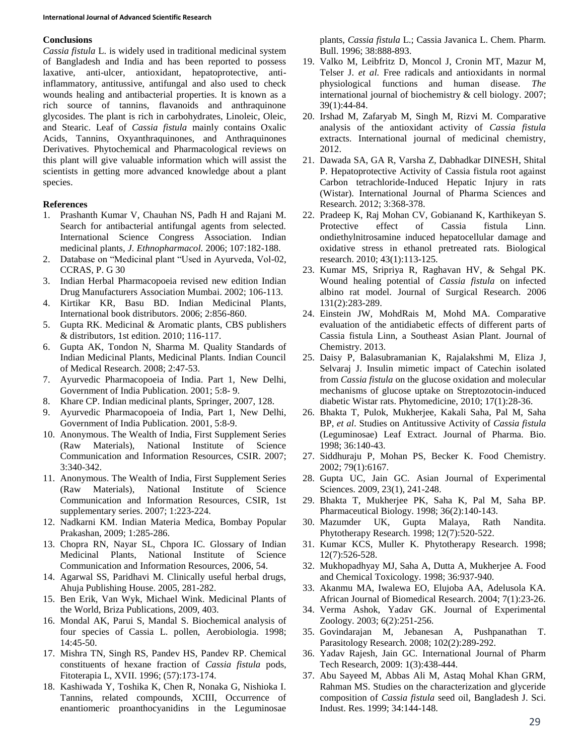## Conclusions

*Cassia fistula* L. is widely used in traditional medicinal system of Bangladesh and India and has been reported to possess laxative, anti-ulcer, antioxidant, hepatoprotective, anti-inflammatory, antitussive, antifungal and also used to check wounds healing and antibacterial properties. It is known as a rich source of tannins, flavanoids and anthraquinone glycosides. The plant is rich in carbohydrates, Linoleic, Oleic, and Stearic. Leaf of *Cassia fistula* mainly contains Oxalic Acids, Tannins, Oxyanthraquinones, and Anthraquinones Derivatives. Phytochemical and Pharmacological reviews on this plant will give valuable information which will assist the scientists in getting more advanced knowledge about a plant species.

## References

1. Prashanth Kumar V, Chauhan NS, Padh H and Rajani M. Search for antibacterial antifungal agents from selected. International Science Congress Association. Indian medicinal plants, *J. Ethnopharmacol.* 2006; 107:182-188.
2. Database on "Medicinal plant "Used in Ayurveda, Vol-02, CCRAS, P. G 30
3. Indian Herbal Pharmacopoeia revised new edition Indian Drug Manufacturers Association Mumbai. 2002; 106-113.
4. Kirtikar KR, Basu BD. Indian Medicinal Plants, International book distributors. 2006; 2:856-860.
5. Gupta RK. Medicinal & Aromatic plants, CBS publishers & distributors, 1st edition. 2010; 116-117.
6. Gupta AK, Tondon N, Sharma M. Quality Standards of Indian Medicinal Plants, Medicinal Plants. Indian Council of Medical Research. 2008; 2:47-53.
7. Ayurvedic Pharmacopoeia of India. Part 1, New Delhi, Government of India Publication. 2001; 5:8- 9.
8. Khare CP. Indian medicinal plants, Springer, 2007, 128.
9. Ayurvedic Pharmacopoeia of India, Part 1, New Delhi, Government of India Publication. 2001, 5:8-9.
10. Anonymous. The Wealth of India, First Supplement Series (Raw Materials), National Institute of Science Communication and Information Resources, CSIR. 2007; 3:340-342.
11. Anonymous. The Wealth of India, First Supplement Series (Raw Materials), National Institute of Science Communication and Information Resources, CSIR, 1st supplementary series. 2007; 1:223-224.
12. Nadkarni KM. Indian Materia Medica, Bombay Popular Prakashan, 2009; 1:285-286.
13. Chopra RN, Nayar SL, Chpora IC. Glossary of Indian Medicinal Plants, National Institute of Science Communication and Information Resources, 2006, 54.
14. Agarwal SS, Paridhavi M. Clinically useful herbal drugs, Ahuja Publishing House. 2005, 281-282.
15. Ben Erik, Van Wyk, Michael Wink. Medicinal Plants of the World, Briza Publications, 2009, 403.
16. Mondal AK, Parui S, Mandal S. Biochemical analysis of four species of Cassia L. pollen, Aerobiologia. 1998; 14:45-50.
17. Mishra TN, Singh RS, Pandev HS, Pandev RP. Chemical constituents of hexane fraction of *Cassia fistula* pods, Fitoterapia L, XVII. 1996; (57):173-174.
18. Kashiwada Y, Toshika K, Chen R, Nonaka G, Nishioka I. Tannins, related compounds, XCIII, Occurrence of enantiomeric proanthocyanidins in the Leguminosae plants, *Cassia fistula* L.; Cassia Javanica L. Chem. Pharm. Bull. 1996; 38:888-893.
19. Valko M, Leibfritz D, Moncol J, Cronin MT, Mazur M, Telser J. *et al.* Free radicals and antioxidants in normal physiological functions and human disease. *The* international journal of biochemistry & cell biology. 2007; 39(1):44-84.
20. Irshad M, Zafaryab M, Singh M, Rizvi M. Comparative analysis of the antioxidant activity of *Cassia fistula* extracts. International journal of medicinal chemistry, 2012.
21. Dawada SA, GA R, Varsha Z, Dabhadkar DINESH, Shital P. Hepatoprotective Activity of Cassia fistula root against Carbon tetrachloride-Induced Hepatic Injury in rats (Wistar). International Journal of Pharma Sciences and Research. 2012; 3:368-378.
22. Pradeep K, Raj Mohan CV, Gobianand K, Karthikeyan S. Protective effect of Cassia fistula Linn. ondiethylnitrosamine induced hepatocellular damage and oxidative stress in ethanol pretreated rats. Biological research. 2010; 43(1):113-125.
23. Kumar MS, Sripriya R, Raghavan HV, & Sehgal PK. Wound healing potential of *Cassia fistula* on infected albino rat model. Journal of Surgical Research. 2006 131(2):283-289.
24. Einstein JW, MohdRais M, Mohd MA. Comparative evaluation of the antidiabetic effects of different parts of Cassia fistula Linn, a Southeast Asian Plant. Journal of Chemistry. 2013.
25. Daisy P, Balasubramanian K, Rajalakshmi M, Eliza J, Selvaraj J. Insulin mimetic impact of Catechin isolated from *Cassia fistula* on the glucose oxidation and molecular mechanisms of glucose uptake on Streptozotocin-induced diabetic Wistar rats. Phytomedicine, 2010; 17(1):28-36.
26. Bhakta T, Pulok, Mukherjee, Kakali Saha, Pal M, Saha BP, *et al*. Studies on Antitussive Activity of *Cassia fistula* (Leguminosae) Leaf Extract. Journal of Pharma. Bio. 1998; 36:140-43.
27. Siddhuraju P, Mohan PS, Becker K. Food Chemistry. 2002; 79(1):6167.
28. Gupta UC, Jain GC. Asian Journal of Experimental Sciences. 2009, 23(1), 241-248.
29. Bhakta T, Mukherjee PK, Saha K, Pal M, Saha BP. Pharmaceutical Biology. 1998; 36(2):140-143.
30. Mazumder UK, Gupta Malaya, Rath Nandita. Phytotherapy Research. 1998; 12(7):520-522.
31. Kumar KCS, Muller K. Phytotherapy Research. 1998; 12(7):526-528.
32. Mukhopadhyay MJ, Saha A, Dutta A, Mukherjee A. Food and Chemical Toxicology. 1998; 36:937-940.
33. Akanmu MA, Iwalewa EO, Elujoba AA, Adelusola KA. African Journal of Biomedical Research. 2004; 7(1):23-26.
34. Verma Ashok, Yadav GK. Journal of Experimental Zoology. 2003; 6(2):251-256.
35. Govindarajan M, Jebanesan A, Pushpanathan T. Parasitology Research. 2008; 102(2):289-292.
36. Yadav Rajesh, Jain GC. International Journal of Pharm Tech Research, 2009: 1(3):438-444.
37. Abu Sayeed M, Abbas Ali M, Astaq Mohal Khan GRM, Rahman MS. Studies on the characterization and glyceride composition of *Cassia fistula* seed oil, Bangladesh J. Sci. Indust. Res. 1999; 34:144-148.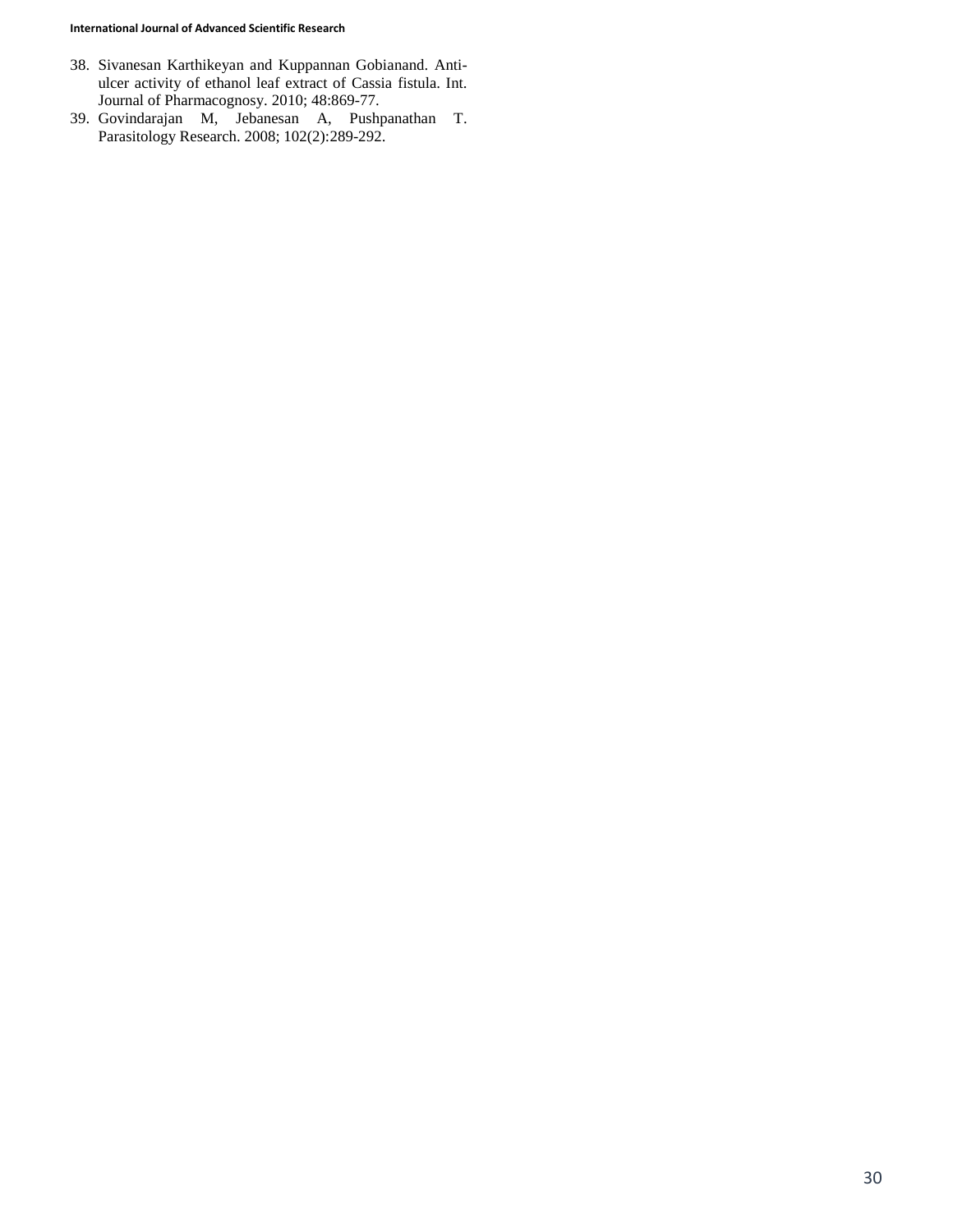38. Sivanesan Karthikeyan and Kuppannan Gobianand. Anti-ulcer activity of ethanol leaf extract of Cassia fistula. Int. Journal of Pharmacognosy. 2010; 48:869-77.
39. Govindarajan M, Jebanesan A, Pushpanathan T. Parasitology Research. 2008; 102(2):289-292.